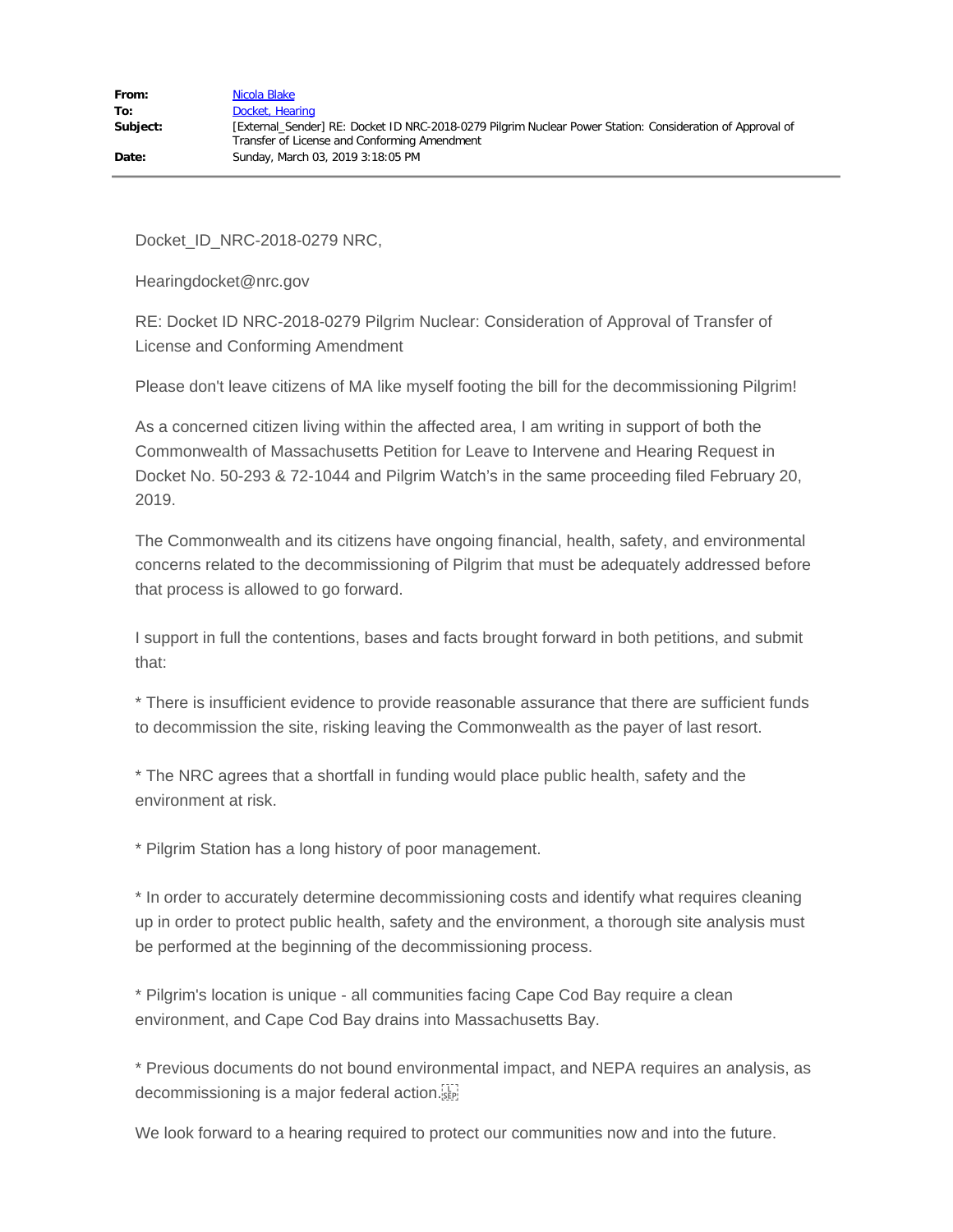| | |
|---|---|
| **From:** | Nicola Blake |
| **To:** | Docket, Hearing |
| **Subject:** | [External_Sender] RE: Docket ID NRC-2018-0279 Pilgrim Nuclear Power Station: Consideration of Approval of Transfer of License and Conforming Amendment |
| **Date:** | Sunday, March 03, 2019 3:18:05 PM |

Docket_ID_NRC-2018-0279 NRC,

Hearingdocket@nrc.gov

RE: Docket ID NRC-2018-0279 Pilgrim Nuclear: Consideration of Approval of Transfer of License and Conforming Amendment

Please don't leave citizens of MA like myself footing the bill for the decommissioning Pilgrim!

As a concerned citizen living within the affected area, I am writing in support of both the Commonwealth of Massachusetts Petition for Leave to Intervene and Hearing Request in Docket No. 50-293 & 72-1044 and Pilgrim Watch's in the same proceeding filed February 20, 2019.

The Commonwealth and its citizens have ongoing financial, health, safety, and environmental concerns related to the decommissioning of Pilgrim that must be adequately addressed before that process is allowed to go forward.

I support in full the contentions, bases and facts brought forward in both petitions, and submit that:

* There is insufficient evidence to provide reasonable assurance that there are sufficient funds to decommission the site, risking leaving the Commonwealth as the payer of last resort.

* The NRC agrees that a shortfall in funding would place public health, safety and the environment at risk.

* Pilgrim Station has a long history of poor management.

* In order to accurately determine decommissioning costs and identify what requires cleaning up in order to protect public health, safety and the environment, a thorough site analysis must be performed at the beginning of the decommissioning process.

* Pilgrim's location is unique - all communities facing Cape Cod Bay require a clean environment, and Cape Cod Bay drains into Massachusetts Bay.

* Previous documents do not bound environmental impact, and NEPA requires an analysis, as decommissioning is a major federal action.

We look forward to a hearing required to protect our communities now and into the future.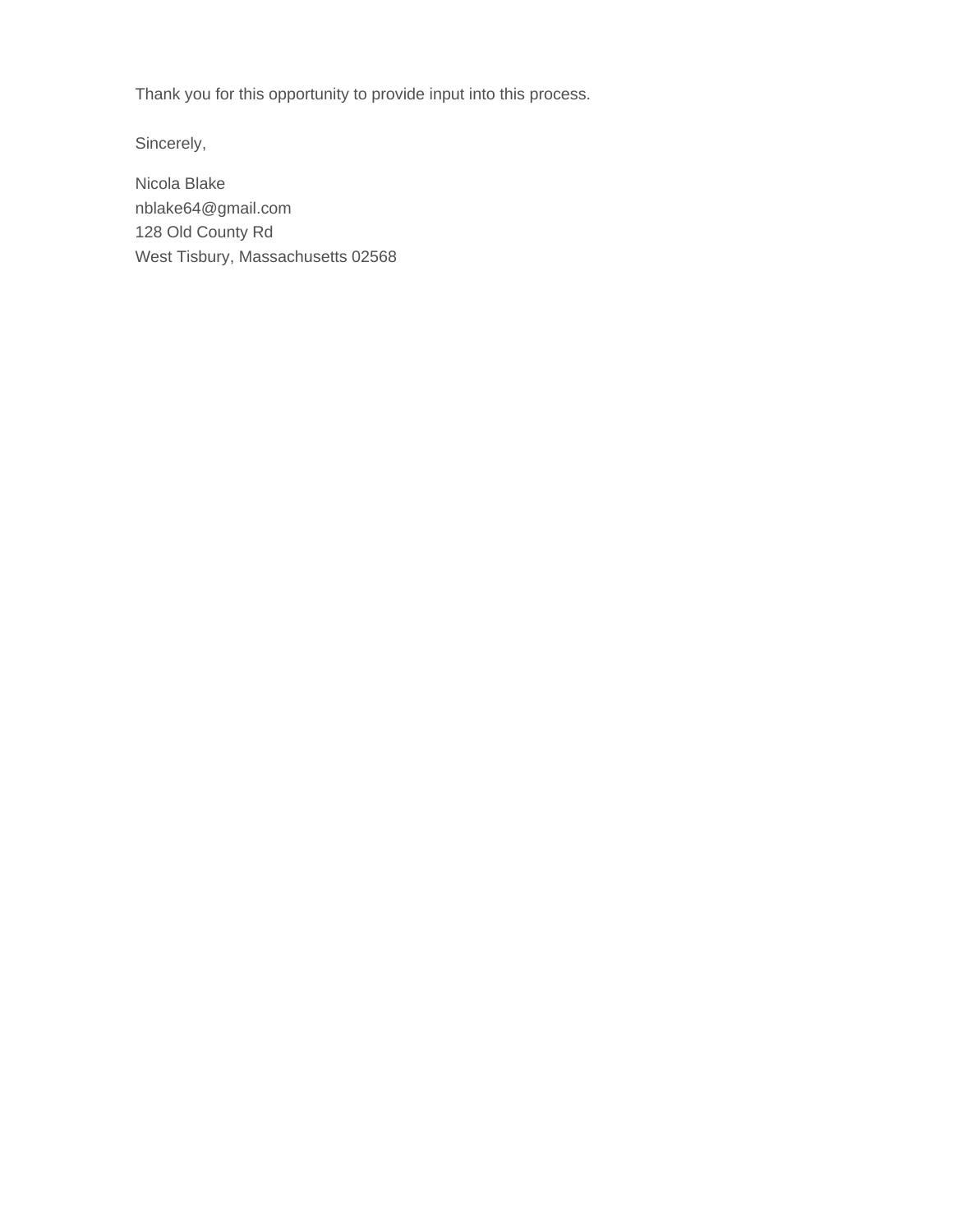Thank you for this opportunity to provide input into this process.

Sincerely,

Nicola Blake  
nblake64@gmail.com  
128 Old County Rd  
West Tisbury, Massachusetts 02568